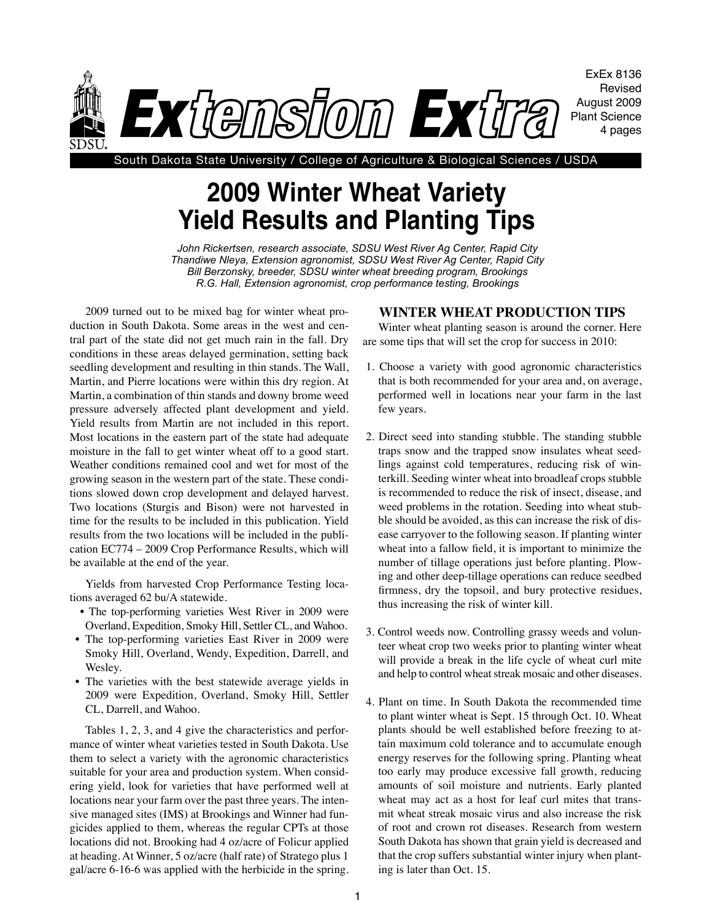ExEx 8136
Revised
August 2009
Plant Science
4 pages

# Extension Extra

South Dakota State University / College of Agriculture & Biological Sciences / USDA

# 2009 Winter Wheat Variety Yield Results and Planting Tips

*John Rickertsen, research associate, SDSU West River Ag Center, Rapid City*
*Thandiwe Nleya, Extension agronomist, SDSU West River Ag Center, Rapid City*
*Bill Berzonsky, breeder, SDSU winter wheat breeding program, Brookings*
*R.G. Hall, Extension agronomist, crop performance testing, Brookings*

2009 turned out to be mixed bag for winter wheat production in South Dakota. Some areas in the west and central part of the state did not get much rain in the fall. Dry conditions in these areas delayed germination, setting back seedling development and resulting in thin stands. The Wall, Martin, and Pierre locations were within this dry region. At Martin, a combination of thin stands and downy brome weed pressure adversely affected plant development and yield. Yield results from Martin are not included in this report. Most locations in the eastern part of the state had adequate moisture in the fall to get winter wheat off to a good start. Weather conditions remained cool and wet for most of the growing season in the western part of the state. These conditions slowed down crop development and delayed harvest. Two locations (Sturgis and Bison) were not harvested in time for the results to be included in this publication. Yield results from the two locations will be included in the publication EC774 – 2009 Crop Performance Results, which will be available at the end of the year.

Yields from harvested Crop Performance Testing locations averaged 62 bu/A statewide.

- The top-performing varieties West River in 2009 were Overland, Expedition, Smoky Hill, Settler CL, and Wahoo.
- The top-performing varieties East River in 2009 were Smoky Hill, Overland, Wendy, Expedition, Darrell, and Wesley.
- The varieties with the best statewide average yields in 2009 were Expedition, Overland, Smoky Hill, Settler CL, Darrell, and Wahoo.

Tables 1, 2, 3, and 4 give the characteristics and performance of winter wheat varieties tested in South Dakota. Use them to select a variety with the agronomic characteristics suitable for your area and production system. When considering yield, look for varieties that have performed well at locations near your farm over the past three years. The intensive managed sites (IMS) at Brookings and Winner had fungicides applied to them, whereas the regular CPTs at those locations did not. Brooking had 4 oz/acre of Folicur applied at heading. At Winner, 5 oz/acre (half rate) of Stratego plus 1 gal/acre 6-16-6 was applied with the herbicide in the spring.

## WINTER WHEAT PRODUCTION TIPS

Winter wheat planting season is around the corner. Here are some tips that will set the crop for success in 2010:

1. Choose a variety with good agronomic characteristics that is both recommended for your area and, on average, performed well in locations near your farm in the last few years.

2. Direct seed into standing stubble. The standing stubble traps snow and the trapped snow insulates wheat seedlings against cold temperatures, reducing risk of winterkill. Seeding winter wheat into broadleaf crops stubble is recommended to reduce the risk of insect, disease, and weed problems in the rotation. Seeding into wheat stubble should be avoided, as this can increase the risk of disease carryover to the following season. If planting winter wheat into a fallow field, it is important to minimize the number of tillage operations just before planting. Plowing and other deep-tillage operations can reduce seedbed firmness, dry the topsoil, and bury protective residues, thus increasing the risk of winter kill.

3. Control weeds now. Controlling grassy weeds and volunteer wheat crop two weeks prior to planting winter wheat will provide a break in the life cycle of wheat curl mite and help to control wheat streak mosaic and other diseases.

4. Plant on time. In South Dakota the recommended time to plant winter wheat is Sept. 15 through Oct. 10. Wheat plants should be well established before freezing to attain maximum cold tolerance and to accumulate enough energy reserves for the following spring. Planting wheat too early may produce excessive fall growth, reducing amounts of soil moisture and nutrients. Early planted wheat may act as a host for leaf curl mites that transmit wheat streak mosaic virus and also increase the risk of root and crown rot diseases. Research from western South Dakota has shown that grain yield is decreased and that the crop suffers substantial winter injury when planting is later than Oct. 15.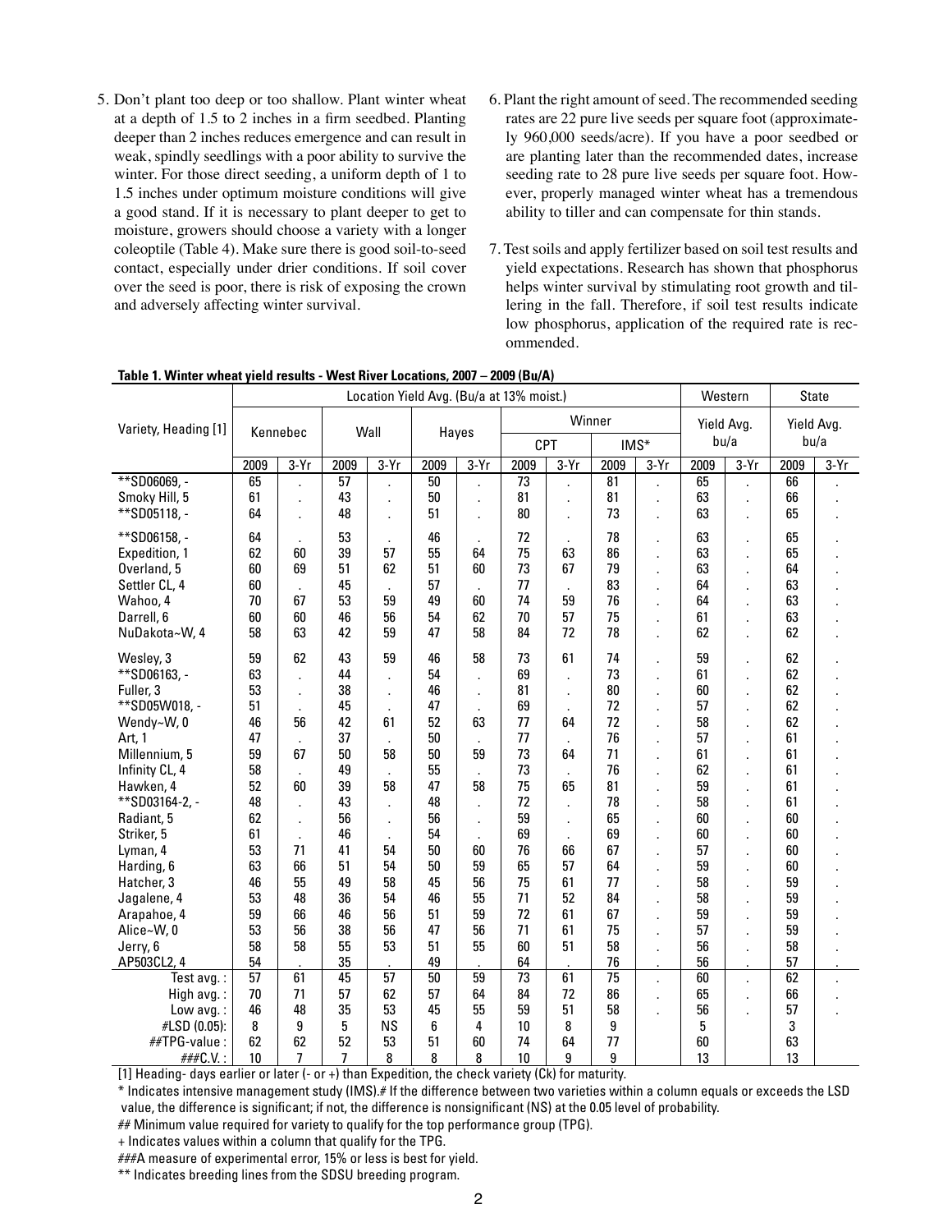5. Don't plant too deep or too shallow. Plant winter wheat at a depth of 1.5 to 2 inches in a firm seedbed. Planting deeper than 2 inches reduces emergence and can result in weak, spindly seedlings with a poor ability to survive the winter. For those direct seeding, a uniform depth of 1 to 1.5 inches under optimum moisture conditions will give a good stand. If it is necessary to plant deeper to get to moisture, growers should choose a variety with a longer coleoptile (Table 4). Make sure there is good soil-to-seed contact, especially under drier conditions. If soil cover over the seed is poor, there is risk of exposing the crown and adversely affecting winter survival.

6. Plant the right amount of seed. The recommended seeding rates are 22 pure live seeds per square foot (approximately 960,000 seeds/acre). If you have a poor seedbed or are planting later than the recommended dates, increase seeding rate to 28 pure live seeds per square foot. However, properly managed winter wheat has a tremendous ability to tiller and can compensate for thin stands.

7. Test soils and apply fertilizer based on soil test results and yield expectations. Research has shown that phosphorus helps winter survival by stimulating root growth and tillering in the fall. Therefore, if soil test results indicate low phosphorus, application of the required rate is recommended.

**Table 1. Winter wheat yield results - West River Locations, 2007 – 2009 (Bu/A)**

| Variety, Heading [1] | Location Yield Avg. (Bu/a at 13% moist.) | | | | | | | | | | Western | | State | |
|---|---|---|---|---|---|---|---|---|---|---|---|---|---|---|
| | Kennebec | | Wall | | Hayes | | Winner | | | | Yield Avg. bu/a | | Yield Avg. bu/a | |
| | | | | | | | CPT | | IMS* | | | | | |
| | 2009 | 3-Yr | 2009 | 3-Yr | 2009 | 3-Yr | 2009 | 3-Yr | 2009 | 3-Yr | 2009 | 3-Yr | 2009 | 3-Yr |
| **SD06069, - | 65 | . | 57 | . | 50 | . | 73 | . | 81 | . | 65 | . | 66 | . |
| Smoky Hill, 5 | 61 | . | 43 | . | 50 | . | 81 | . | 81 | . | 63 | . | 66 | . |
| **SD05118, - | 64 | . | 48 | . | 51 | . | 80 | . | 73 | . | 63 | . | 65 | . |
| **SD06158, - | 64 | . | 53 | . | 46 | . | 72 | . | 78 | . | 63 | . | 65 | . |
| Expedition, 1 | 62 | 60 | 39 | 57 | 55 | 64 | 75 | 63 | 86 | . | 63 | . | 65 | . |
| Overland, 5 | 60 | 69 | 51 | 62 | 51 | 60 | 73 | 67 | 79 | . | 63 | . | 64 | . |
| Settler CL, 4 | 60 | . | 45 | . | 57 | . | 77 | . | 83 | . | 64 | . | 63 | . |
| Wahoo, 4 | 70 | 67 | 53 | 59 | 49 | 60 | 74 | 59 | 76 | . | 64 | . | 63 | . |
| Darrell, 6 | 60 | 60 | 46 | 56 | 54 | 62 | 70 | 57 | 75 | . | 61 | . | 63 | . |
| NuDakota~W, 4 | 58 | 63 | 42 | 59 | 47 | 58 | 84 | 72 | 78 | . | 62 | . | 62 | . |
| Wesley, 3 | 59 | 62 | 43 | 59 | 46 | 58 | 73 | 61 | 74 | . | 59 | . | 62 | . |
| **SD06163, - | 63 | . | 44 | . | 54 | . | 69 | . | 73 | . | 61 | . | 62 | . |
| Fuller, 3 | 53 | . | 38 | . | 46 | . | 81 | . | 80 | . | 60 | . | 62 | . |
| **SD05W018, - | 51 | . | 45 | . | 47 | . | 69 | . | 72 | . | 57 | . | 62 | . |
| Wendy~W, 0 | 46 | 56 | 42 | 61 | 52 | 63 | 77 | 64 | 72 | . | 58 | . | 62 | . |
| Art, 1 | 47 | . | 37 | . | 50 | . | 77 | . | 76 | . | 57 | . | 61 | . |
| Millennium, 5 | 59 | 67 | 50 | 58 | 50 | 59 | 73 | 64 | 71 | . | 61 | . | 61 | . |
| Infinity CL, 4 | 58 | . | 49 | . | 55 | . | 73 | . | 76 | . | 62 | . | 61 | . |
| Hawken, 4 | 52 | 60 | 39 | 58 | 47 | 58 | 75 | 65 | 81 | . | 59 | . | 61 | . |
| **SD03164-2, - | 48 | . | 43 | . | 48 | . | 72 | . | 78 | . | 58 | . | 61 | . |
| Radiant, 5 | 62 | . | 56 | . | 56 | . | 59 | . | 65 | . | 60 | . | 60 | . |
| Striker, 5 | 61 | . | 46 | . | 54 | . | 69 | . | 69 | . | 60 | . | 60 | . |
| Lyman, 4 | 53 | 71 | 41 | 54 | 50 | 60 | 76 | 66 | 67 | . | 57 | . | 60 | . |
| Harding, 6 | 63 | 66 | 51 | 54 | 50 | 59 | 65 | 57 | 64 | . | 59 | . | 60 | . |
| Hatcher, 3 | 46 | 55 | 49 | 58 | 45 | 56 | 75 | 61 | 77 | . | 58 | . | 59 | . |
| Jagalene, 4 | 53 | 48 | 36 | 54 | 46 | 55 | 71 | 52 | 84 | . | 58 | . | 59 | . |
| Arapahoe, 4 | 59 | 66 | 46 | 56 | 51 | 59 | 72 | 61 | 67 | . | 59 | . | 59 | . |
| Alice~W, 0 | 53 | 56 | 38 | 56 | 47 | 56 | 71 | 61 | 75 | . | 57 | . | 59 | . |
| Jerry, 6 | 58 | 58 | 55 | 53 | 51 | 55 | 60 | 51 | 58 | . | 56 | . | 58 | . |
| AP503CL2, 4 | 54 | . | 35 | . | 49 | . | 64 | . | 76 | . | 56 | . | 57 | . |
| Test avg. : | 57 | 61 | 45 | 57 | 50 | 59 | 73 | 61 | 75 | . | 60 | . | 62 | . |
| High avg. : | 70 | 71 | 57 | 62 | 57 | 64 | 84 | 72 | 86 | . | 65 | . | 66 | . |
| Low avg. : | 46 | 48 | 35 | 53 | 45 | 55 | 59 | 51 | 58 | . | 56 | . | 57 | . |
| #LSD (0.05): | 8 | 9 | 5 | NS | 6 | 4 | 10 | 8 | 9 | | 5 | | 3 | |
| ##TPG-value : | 62 | 62 | 52 | 53 | 51 | 60 | 74 | 64 | 77 | | 60 | | 63 | |
| ###C.V. : | 10 | 7 | 7 | 8 | 8 | 8 | 10 | 9 | 9 | | 13 | | 13 | |

[1] Heading- days earlier or later (- or +) than Expedition, the check variety (Ck) for maturity.

* Indicates intensive management study (IMS).# If the difference between two varieties within a column equals or exceeds the LSD value, the difference is significant; if not, the difference is nonsignificant (NS) at the 0.05 level of probability.

## Minimum value required for variety to qualify for the top performance group (TPG).

+ Indicates values within a column that qualify for the TPG.

###A measure of experimental error, 15% or less is best for yield.

** Indicates breeding lines from the SDSU breeding program.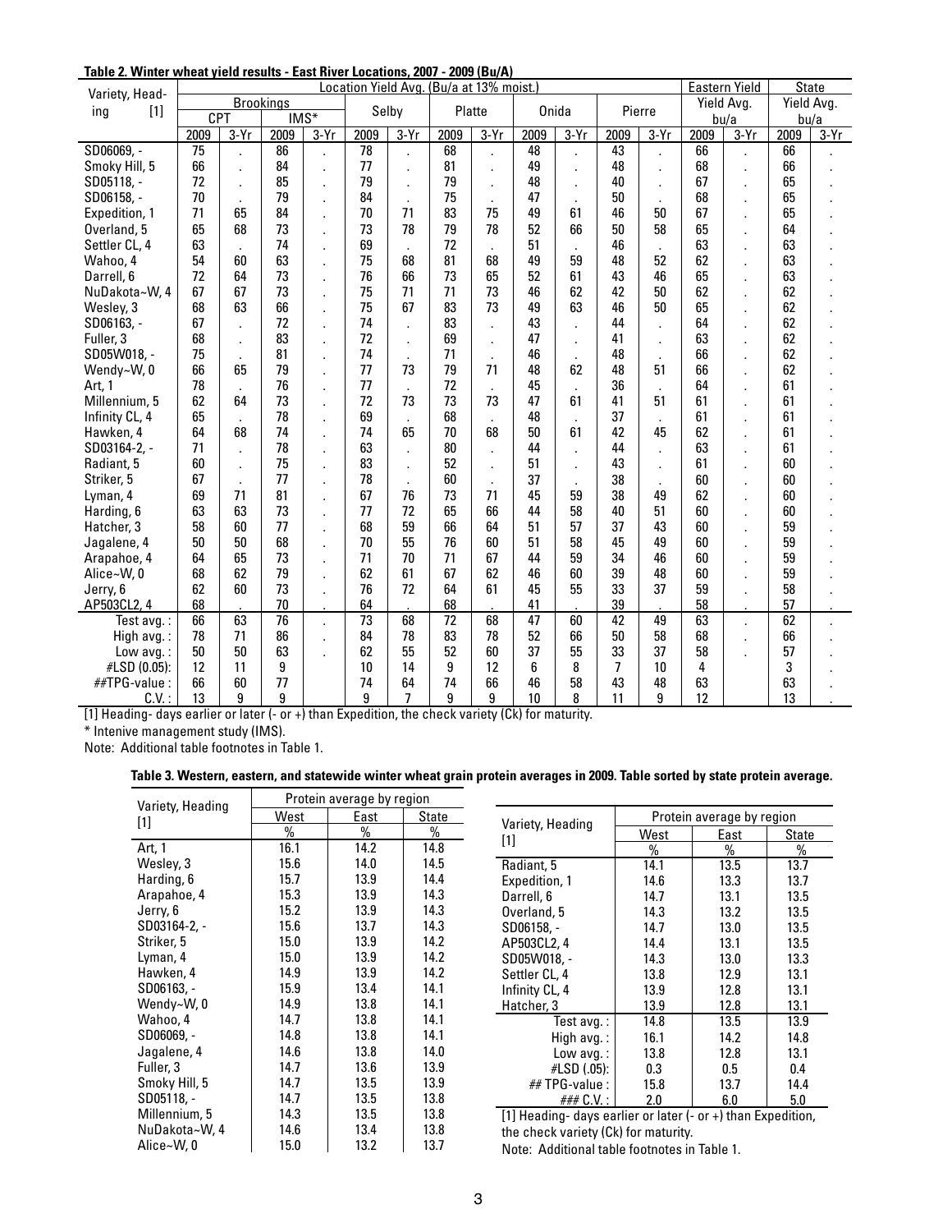**Table 2. Winter wheat yield results - East River Locations, 2007 - 2009 (Bu/A)**

| Variety, Heading [1] | Location Yield Avg. (Bu/a at 13% moist.) | | | | | | | | | | | | Eastern Yield Avg. bu/a | | State Yield Avg. bu/a | |
|---|---|---|---|---|---|---|---|---|---|---|---|---|---|---|---|---|
| | Brookings | | | | Selby | | Platte | | Onida | | Pierre | | | | | |
| | CPT | | IMS* | | | | | | | | | | | | | |
| | 2009 | 3-Yr | 2009 | 3-Yr | 2009 | 3-Yr | 2009 | 3-Yr | 2009 | 3-Yr | 2009 | 3-Yr | 2009 | 3-Yr | 2009 | 3-Yr |
| SD06069, - | 75 | . | 86 | . | 78 | . | 68 | . | 48 | . | 43 | . | 66 | . | 66 | . |
| Smoky Hill, 5 | 66 | . | 84 | . | 77 | . | 81 | . | 49 | . | 48 | . | 68 | . | 66 | . |
| SD05118, - | 72 | . | 85 | . | 79 | . | 79 | . | 48 | . | 40 | . | 67 | . | 65 | . |
| SD06158, - | 70 | . | 79 | . | 84 | . | 75 | . | 47 | . | 50 | . | 68 | . | 65 | . |
| Expedition, 1 | 71 | 65 | 84 | . | 70 | 71 | 83 | 75 | 49 | 61 | 46 | 50 | 67 | . | 65 | . |
| Overland, 5 | 65 | 68 | 73 | . | 73 | 78 | 79 | 78 | 52 | 66 | 50 | 58 | 65 | . | 64 | . |
| Settler CL, 4 | 63 | . | 74 | . | 69 | . | 72 | . | 51 | . | 46 | . | 63 | . | 63 | . |
| Wahoo, 4 | 54 | 60 | 63 | . | 75 | 68 | 81 | 68 | 49 | 59 | 48 | 52 | 62 | . | 63 | . |
| Darrell, 6 | 72 | 64 | 73 | . | 76 | 66 | 73 | 65 | 52 | 61 | 43 | 46 | 65 | . | 63 | . |
| NuDakota~W, 4 | 67 | 67 | 73 | . | 75 | 71 | 71 | 73 | 46 | 62 | 42 | 50 | 62 | . | 62 | . |
| Wesley, 3 | 68 | 63 | 66 | . | 75 | 67 | 83 | 73 | 49 | 63 | 46 | 50 | 65 | . | 62 | . |
| SD06163, - | 67 | . | 72 | . | 74 | . | 83 | . | 43 | . | 44 | . | 64 | . | 62 | . |
| Fuller, 3 | 68 | . | 83 | . | 72 | . | 69 | . | 47 | . | 41 | . | 63 | . | 62 | . |
| SD05W018, - | 75 | . | 81 | . | 74 | . | 71 | . | 46 | . | 48 | . | 66 | . | 62 | . |
| Wendy~W, 0 | 66 | 65 | 79 | . | 77 | 73 | 79 | 71 | 48 | 62 | 48 | 51 | 66 | . | 62 | . |
| Art, 1 | 78 | . | 76 | . | 77 | . | 72 | . | 45 | . | 36 | . | 64 | . | 61 | . |
| Millennium, 5 | 62 | 64 | 73 | . | 72 | 73 | 73 | 73 | 47 | 61 | 41 | 51 | 61 | . | 61 | . |
| Infinity CL, 4 | 65 | . | 78 | . | 69 | . | 68 | . | 48 | . | 37 | . | 61 | . | 61 | . |
| Hawken, 4 | 64 | 68 | 74 | . | 74 | 65 | 70 | 68 | 50 | 61 | 42 | 45 | 62 | . | 61 | . |
| SD03164-2, - | 71 | . | 78 | . | 63 | . | 80 | . | 44 | . | 44 | . | 63 | . | 61 | . |
| Radiant, 5 | 60 | . | 75 | . | 83 | . | 52 | . | 51 | . | 43 | . | 61 | . | 60 | . |
| Striker, 5 | 67 | . | 77 | . | 78 | . | 60 | . | 37 | . | 38 | . | 60 | . | 60 | . |
| Lyman, 4 | 69 | 71 | 81 | . | 67 | 76 | 73 | 71 | 45 | 59 | 38 | 49 | 62 | . | 60 | . |
| Harding, 6 | 63 | 63 | 73 | . | 77 | 72 | 65 | 66 | 44 | 58 | 40 | 51 | 60 | . | 60 | . |
| Hatcher, 3 | 58 | 60 | 77 | . | 68 | 59 | 66 | 64 | 51 | 57 | 37 | 43 | 60 | . | 59 | . |
| Jagalene, 4 | 50 | 50 | 68 | . | 70 | 55 | 76 | 60 | 51 | 58 | 45 | 49 | 60 | . | 59 | . |
| Arapahoe, 4 | 64 | 65 | 73 | . | 71 | 70 | 71 | 67 | 44 | 59 | 34 | 46 | 60 | . | 59 | . |
| Alice~W, 0 | 68 | 62 | 79 | . | 62 | 61 | 67 | 62 | 46 | 60 | 39 | 48 | 60 | . | 59 | . |
| Jerry, 6 | 62 | 60 | 73 | . | 76 | 72 | 64 | 61 | 45 | 55 | 33 | 37 | 59 | . | 58 | . |
| AP503CL2, 4 | 68 | . | 70 | . | 64 | . | 68 | . | 41 | . | 39 | . | 58 | . | 57 | . |
| Test avg. : | 66 | 63 | 76 | . | 73 | 68 | 72 | 68 | 47 | 60 | 42 | 49 | 63 | . | 62 | . |
| High avg. : | 78 | 71 | 86 | . | 84 | 78 | 83 | 78 | 52 | 66 | 50 | 58 | 68 | . | 66 | . |
| Low avg. : | 50 | 50 | 63 | . | 62 | 55 | 52 | 60 | 37 | 55 | 33 | 37 | 58 | . | 57 | . |
| #LSD (0.05): | 12 | 11 | 9 | | 10 | 14 | 9 | 12 | 6 | 8 | 7 | 10 | 4 | | 3 | . |
| ##TPG-value : | 66 | 60 | 77 | | 74 | 64 | 74 | 66 | 46 | 58 | 43 | 48 | 63 | | 63 | . |
| C.V. : | 13 | 9 | 9 | | 9 | 7 | 9 | 9 | 10 | 8 | 11 | 9 | 12 | | 13 | . |

[1] Heading- days earlier or later (- or +) than Expedition, the check variety (Ck) for maturity.

\* Intenive management study (IMS).

Note: Additional table footnotes in Table 1.

**Table 3. Western, eastern, and statewide winter wheat grain protein averages in 2009. Table sorted by state protein average.**

| Variety, Heading [1] | Protein average by region | | |
|---|---|---|---|
| | West | East | State |
| | % | % | % |
| Art, 1 | 16.1 | 14.2 | 14.8 |
| Wesley, 3 | 15.6 | 14.0 | 14.5 |
| Harding, 6 | 15.7 | 13.9 | 14.4 |
| Arapahoe, 4 | 15.3 | 13.9 | 14.3 |
| Jerry, 6 | 15.2 | 13.9 | 14.3 |
| SD03164-2, - | 15.6 | 13.7 | 14.3 |
| Striker, 5 | 15.0 | 13.9 | 14.2 |
| Lyman, 4 | 15.0 | 13.9 | 14.2 |
| Hawken, 4 | 14.9 | 13.9 | 14.2 |
| SD06163, - | 15.9 | 13.4 | 14.1 |
| Wendy~W, 0 | 14.9 | 13.8 | 14.1 |
| Wahoo, 4 | 14.7 | 13.8 | 14.1 |
| SD06069, - | 14.8 | 13.8 | 14.1 |
| Jagalene, 4 | 14.6 | 13.8 | 14.0 |
| Fuller, 3 | 14.7 | 13.6 | 13.9 |
| Smoky Hill, 5 | 14.7 | 13.5 | 13.9 |
| SD05118, - | 14.7 | 13.5 | 13.8 |
| Millennium, 5 | 14.3 | 13.5 | 13.8 |
| NuDakota~W, 4 | 14.6 | 13.4 | 13.8 |
| Alice~W, 0 | 15.0 | 13.2 | 13.7 |
| Radiant, 5 | 14.1 | 13.5 | 13.7 |
| Expedition, 1 | 14.6 | 13.3 | 13.7 |
| Darrell, 6 | 14.7 | 13.1 | 13.5 |
| Overland, 5 | 14.3 | 13.2 | 13.5 |
| SD06158, - | 14.7 | 13.0 | 13.5 |
| AP503CL2, 4 | 14.4 | 13.1 | 13.5 |
| SD05W018, - | 14.3 | 13.0 | 13.3 |
| Settler CL, 4 | 13.8 | 12.9 | 13.1 |
| Infinity CL, 4 | 13.9 | 12.8 | 13.1 |
| Hatcher, 3 | 13.9 | 12.8 | 13.1 |
| Test avg. : | 14.8 | 13.5 | 13.9 |
| High avg. : | 16.1 | 14.2 | 14.8 |
| Low avg. : | 13.8 | 12.8 | 13.1 |
| #LSD (.05): | 0.3 | 0.5 | 0.4 |
| ## TPG-value : | 15.8 | 13.7 | 14.4 |
| ### C.V. : | 2.0 | 6.0 | 5.0 |

[1] Heading- days earlier or later (- or +) than Expedition, the check variety (Ck) for maturity.

Note: Additional table footnotes in Table 1.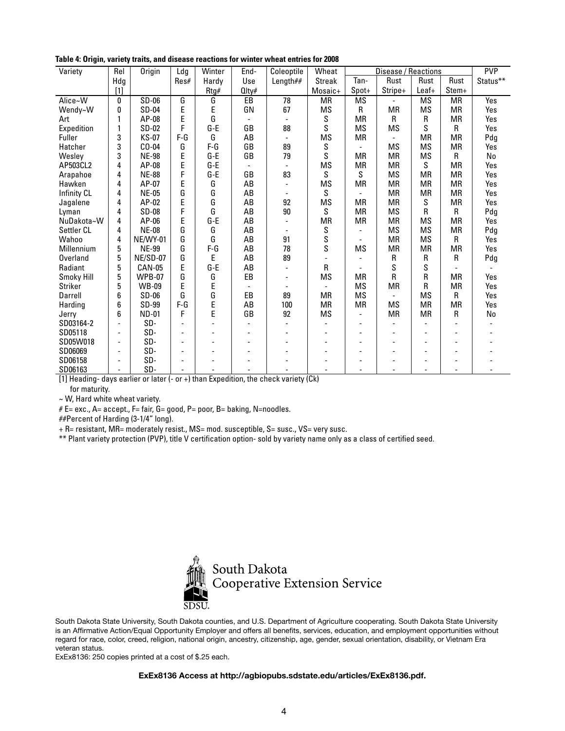**Table 4: Origin, variety traits, and disease reactions for winter wheat entries for 2008**

| Variety | Rel Hdg [1] | Origin | Ldg Res# | Winter Hardy Rtg# | End-Use Qlty# | Coleoptile Length## | Wheat Streak Mosaic+ | Disease / Reactions Tan-Spot+ | Rust Stripe+ | Rust Leaf+ | Rust Stem+ | PVP Status** |
|---|---|---|---|---|---|---|---|---|---|---|---|---|
| Alice~W | 0 | SD-06 | G | G | EB | 78 | MR | MS | - | MS | MR | Yes |
| Wendy~W | 0 | SD-04 | E | E | GN | 67 | MS | R | MR | MS | MR | Yes |
| Art | 1 | AP-08 | E | G | - | - | S | MR | R | R | MR | Yes |
| Expedition | 1 | SD-02 | F | G-E | GB | 88 | S | MS | MS | S | R | Yes |
| Fuller | 3 | KS-07 | F-G | G | AB | - | MS | MR | - | MR | MR | Pdg |
| Hatcher | 3 | CO-04 | G | F-G | GB | 89 | S | - | MS | MS | MR | Yes |
| Wesley | 3 | NE-98 | E | G-E | GB | 79 | S | MR | MR | MS | R | No |
| AP503CL2 | 4 | AP-08 | E | G-E | - | - | MS | MR | MR | S | MR | Yes |
| Arapahoe | 4 | NE-88 | F | G-E | GB | 83 | S | S | MS | MR | MR | Yes |
| Hawken | 4 | AP-07 | E | G | AB | - | MS | MR | MR | MR | MR | Yes |
| Infinity CL | 4 | NE-05 | G | G | AB | - | S | - | MR | MR | MR | Yes |
| Jagalene | 4 | AP-02 | E | G | AB | 92 | MS | MR | MR | S | MR | Yes |
| Lyman | 4 | SD-08 | F | G | AB | 90 | S | MR | MS | R | R | Pdg |
| NuDakota~W | 4 | AP-06 | E | G-E | AB | - | MR | MR | MR | MS | MR | Yes |
| Settler CL | 4 | NE-08 | G | G | AB | - | S | - | MS | MS | MR | Pdg |
| Wahoo | 4 | NE/WY-01 | G | G | AB | 91 | S | - | MR | MS | R | Yes |
| Millennium | 5 | NE-99 | G | F-G | AB | 78 | S | MS | MR | MR | MR | Yes |
| Overland | 5 | NE/SD-07 | G | E | AB | 89 | - | - | R | R | R | Pdg |
| Radiant | 5 | CAN-05 | E | G-E | AB | - | R | - | S | S | - | - |
| Smoky Hill | 5 | WPB-07 | G | G | EB | - | MS | MR | R | R | MR | Yes |
| Striker | 5 | WB-09 | E | E | - | - | - | MS | MR | R | MR | Yes |
| Darrell | 6 | SD-06 | G | G | EB | 89 | MR | MS | - | MS | R | Yes |
| Harding | 6 | SD-99 | F-G | E | AB | 100 | MR | MR | MS | MR | MR | Yes |
| Jerry | 6 | ND-01 | F | E | GB | 92 | MS | - | MR | MR | R | No |
| SD03164-2 | - | SD- | - | - | - | - | - | - | - | - | - | - |
| SD05118 | - | SD- | - | - | - | - | - | - | - | - | - | - |
| SD05W018 | - | SD- | - | - | - | - | - | - | - | - | - | - |
| SD06069 | - | SD- | - | - | - | - | - | - | - | - | - | - |
| SD06158 | - | SD- | - | - | - | - | - | - | - | - | - | - |
| SD06163 | - | SD- | - | - | - | - | - | - | - | - | - | - |

[1] Heading- days earlier or later (- or +) than Expedition, the check variety (Ck) for maturity.

~ W, Hard white wheat variety.

# E= exc., A= accept., F= fair, G= good, P= poor, B= baking, N=noodles.

##Percent of Harding (3-1/4" long).

+ R= resistant, MR= moderately resist., MS= mod. susceptible, S= susc., VS= very susc.

** Plant variety protection (PVP), title V certification option- sold by variety name only as a class of certified seed.

South Dakota Cooperative Extension Service

SDSU.

South Dakota State University, South Dakota counties, and U.S. Department of Agriculture cooperating. South Dakota State University is an Affirmative Action/Equal Opportunity Employer and offers all benefits, services, education, and employment opportunities without regard for race, color, creed, religion, national origin, ancestry, citizenship, age, gender, sexual orientation, disability, or Vietnam Era veteran status.

ExEx8136: 250 copies printed at a cost of $.25 each.

**ExEx8136 Access at http://agbiopubs.sdstate.edu/articles/ExEx8136.pdf.**